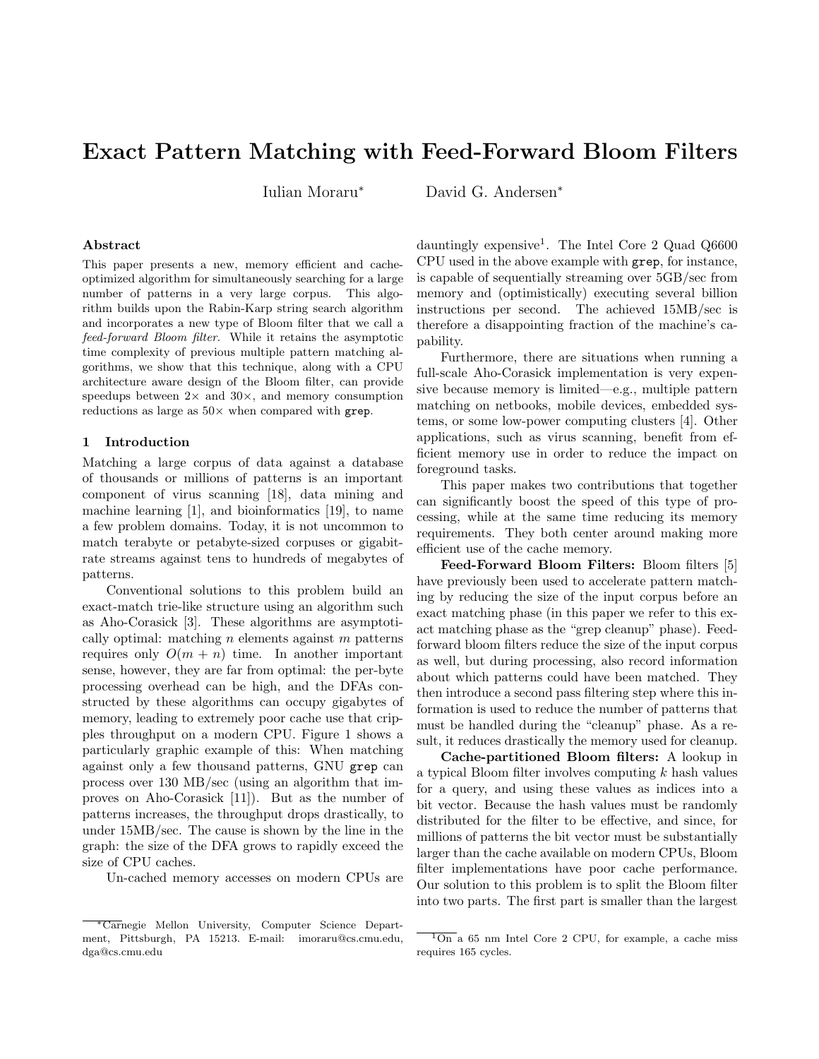# Exact Pattern Matching with Feed-Forward Bloom Filters

Iulian Moraru* David G. Andersen*

## Abstract

This paper presents a new, memory efficient and cache-optimized algorithm for simultaneously searching for a large number of patterns in a very large corpus. This algorithm builds upon the Rabin-Karp string search algorithm and incorporates a new type of Bloom filter that we call a *feed-forward Bloom filter*. While it retains the asymptotic time complexity of previous multiple pattern matching algorithms, we show that this technique, along with a CPU architecture aware design of the Bloom filter, can provide speedups between 2× and 30×, and memory consumption reductions as large as 50× when compared with `grep`.

## 1 Introduction

Matching a large corpus of data against a database of thousands or millions of patterns is an important component of virus scanning [18], data mining and machine learning [1], and bioinformatics [19], to name a few problem domains. Today, it is not uncommon to match terabyte or petabyte-sized corpuses or gigabit-rate streams against tens to hundreds of megabytes of patterns.

Conventional solutions to this problem build an exact-match trie-like structure using an algorithm such as Aho-Corasick [3]. These algorithms are asymptotically optimal: matching $n$ elements against $m$ patterns requires only $O(m + n)$ time. In another important sense, however, they are far from optimal: the per-byte processing overhead can be high, and the DFAs constructed by these algorithms can occupy gigabytes of memory, leading to extremely poor cache use that cripples throughput on a modern CPU. Figure 1 shows a particularly graphic example of this: When matching against only a few thousand patterns, GNU `grep` can process over 130 MB/sec (using an algorithm that improves on Aho-Corasick [11]). But as the number of patterns increases, the throughput drops drastically, to under 15MB/sec. The cause is shown by the line in the graph: the size of the DFA grows to rapidly exceed the size of CPU caches.

Un-cached memory accesses on modern CPUs are dauntingly expensive[1]. The Intel Core 2 Quad Q6600 CPU used in the above example with `grep`, for instance, is capable of sequentially streaming over 5GB/sec from memory and (optimistically) executing several billion instructions per second. The achieved 15MB/sec is therefore a disappointing fraction of the machine's capability.

Furthermore, there are situations when running a full-scale Aho-Corasick implementation is very expensive because memory is limited—e.g., multiple pattern matching on netbooks, mobile devices, embedded systems, or some low-power computing clusters [4]. Other applications, such as virus scanning, benefit from efficient memory use in order to reduce the impact on foreground tasks.

This paper makes two contributions that together can significantly boost the speed of this type of processing, while at the same time reducing its memory requirements. They both center around making more efficient use of the cache memory.

**Feed-Forward Bloom Filters:** Bloom filters [5] have previously been used to accelerate pattern matching by reducing the size of the input corpus before an exact matching phase (in this paper we refer to this exact matching phase as the "grep cleanup" phase). Feed-forward bloom filters reduce the size of the input corpus as well, but during processing, also record information about which patterns could have been matched. They then introduce a second pass filtering step where this information is used to reduce the number of patterns that must be handled during the "cleanup" phase. As a result, it reduces drastically the memory used for cleanup.

**Cache-partitioned Bloom filters:** A lookup in a typical Bloom filter involves computing $k$ hash values for a query, and using these values as indices into a bit vector. Because the hash values must be randomly distributed for the filter to be effective, and since, for millions of patterns the bit vector must be substantially larger than the cache available on modern CPUs, Bloom filter implementations have poor cache performance. Our solution to this problem is to split the Bloom filter into two parts. The first part is smaller than the largest

---

*Carnegie Mellon University, Computer Science Department, Pittsburgh, PA 15213. E-mail: imoraru@cs.cmu.edu, dga@cs.cmu.edu

[1] On a 65 nm Intel Core 2 CPU, for example, a cache miss requires 165 cycles.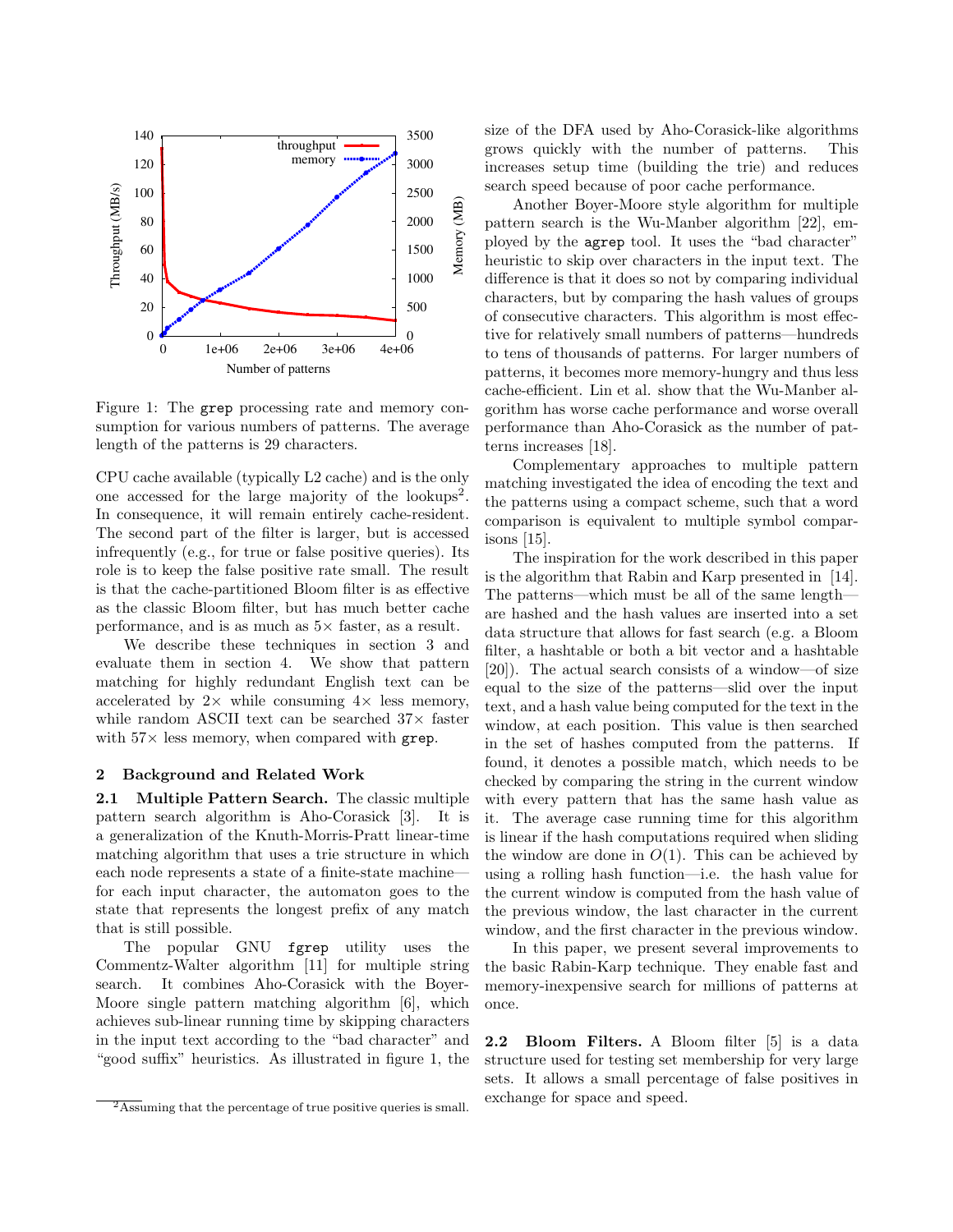140
120
100
80
60
40
20
0

Throughput (MB/s)

3500
3000
2500
2000
1500
1000
500
0

Memory (MB)

0
1e+06
2e+06
3e+06
4e+06

Number of patterns

throughput
memory

Figure 1: The `grep` processing rate and memory consumption for various numbers of patterns. The average length of the patterns is 29 characters.

CPU cache available (typically L2 cache) and is the only one accessed for the large majority of the lookups[2]. In consequence, it will remain entirely cache-resident. The second part of the filter is larger, but is accessed infrequently (e.g., for true or false positive queries). Its role is to keep the false positive rate small. The result is that the cache-partitioned Bloom filter is as effective as the classic Bloom filter, but has much better cache performance, and is as much as 5× faster, as a result.

We describe these techniques in section 3 and evaluate them in section 4. We show that pattern matching for highly redundant English text can be accelerated by 2× while consuming 4× less memory, while random ASCII text can be searched 37× faster with 57× less memory, when compared with `grep`.

## 2 Background and Related Work

**2.1 Multiple Pattern Search.** The classic multiple pattern search algorithm is Aho-Corasick [3]. It is a generalization of the Knuth-Morris-Pratt linear-time matching algorithm that uses a trie structure in which each node represents a state of a finite-state machine—for each input character, the automaton goes to the state that represents the longest prefix of any match that is still possible.

The popular GNU `fgrep` utility uses the Commentz-Walter algorithm [11] for multiple string search. It combines Aho-Corasick with the Boyer-Moore single pattern matching algorithm [6], which achieves sub-linear running time by skipping characters in the input text according to the "bad character" and "good suffix" heuristics. As illustrated in figure 1, the size of the DFA used by Aho-Corasick-like algorithms grows quickly with the number of patterns. This increases setup time (building the trie) and reduces search speed because of poor cache performance.

Another Boyer-Moore style algorithm for multiple pattern search is the Wu-Manber algorithm [22], employed by the `agrep` tool. It uses the "bad character" heuristic to skip over characters in the input text. The difference is that it does so not by comparing individual characters, but by comparing the hash values of groups of consecutive characters. This algorithm is most effective for relatively small numbers of patterns—hundreds to tens of thousands of patterns. For larger numbers of patterns, it becomes more memory-hungry and thus less cache-efficient. Lin et al. show that the Wu-Manber algorithm has worse cache performance and worse overall performance than Aho-Corasick as the number of patterns increases [18].

Complementary approaches to multiple pattern matching investigated the idea of encoding the text and the patterns using a compact scheme, such that a word comparison is equivalent to multiple symbol comparisons [15].

The inspiration for the work described in this paper is the algorithm that Rabin and Karp presented in [14]. The patterns—which must be all of the same length—are hashed and the hash values are inserted into a set data structure that allows for fast search (e.g. a Bloom filter, a hashtable or both a bit vector and a hashtable [20]). The actual search consists of a window—of size equal to the size of the patterns—slid over the input text, and a hash value being computed for the text in the window, at each position. This value is then searched in the set of hashes computed from the patterns. If found, it denotes a possible match, which needs to be checked by comparing the string in the current window with every pattern that has the same hash value as it. The average case running time for this algorithm is linear if the hash computations required when sliding the window are done in $O(1)$. This can be achieved by using a rolling hash function—i.e. the hash value for the current window is computed from the hash value of the previous window, the last character in the current window, and the first character in the previous window.

In this paper, we present several improvements to the basic Rabin-Karp technique. They enable fast and memory-inexpensive search for millions of patterns at once.

**2.2 Bloom Filters.** A Bloom filter [5] is a data structure used for testing set membership for very large sets. It allows a small percentage of false positives in exchange for space and speed.

[2] Assuming that the percentage of true positive queries is small.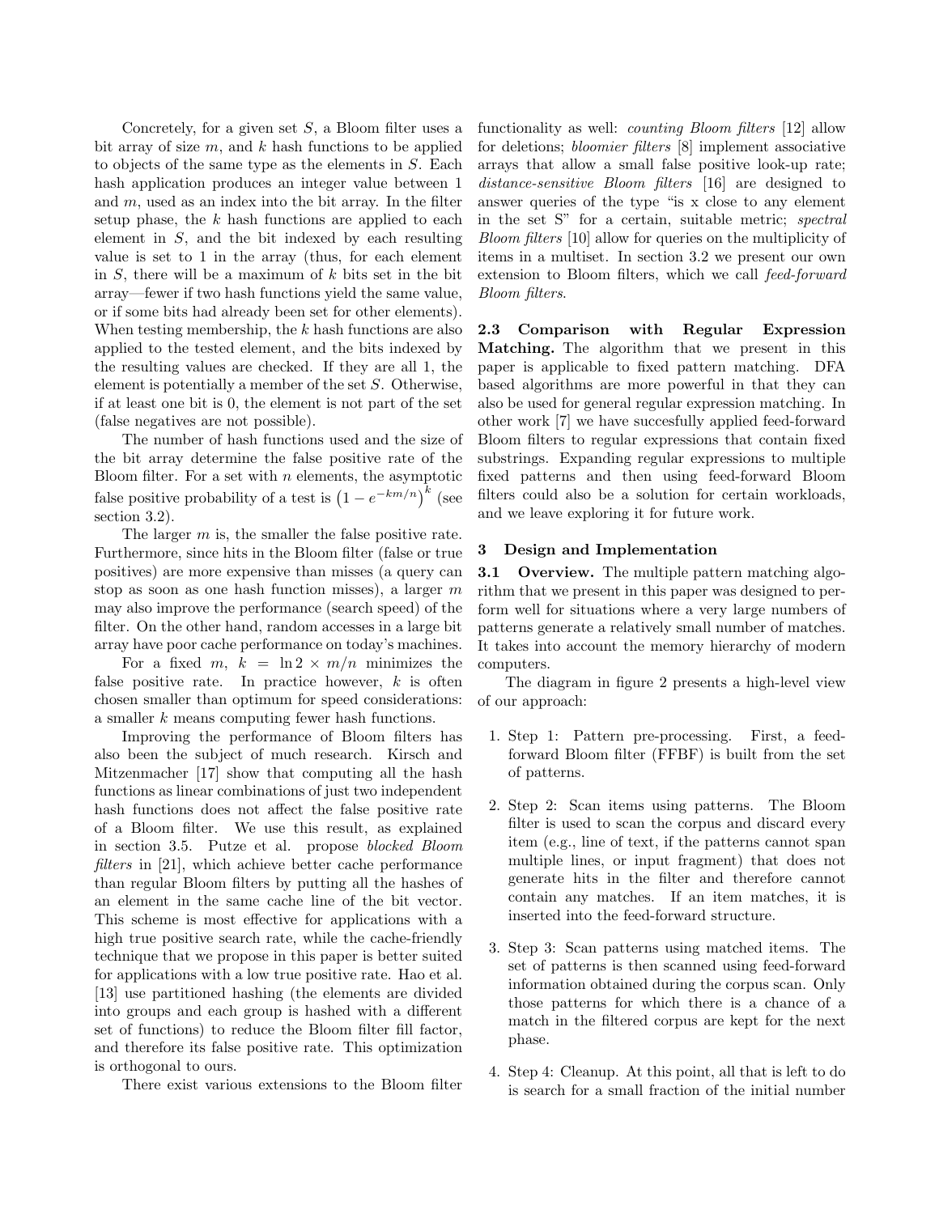Concretely, for a given set $S$, a Bloom filter uses a bit array of size $m$, and $k$ hash functions to be applied to objects of the same type as the elements in $S$. Each hash application produces an integer value between 1 and $m$, used as an index into the bit array. In the filter setup phase, the $k$ hash functions are applied to each element in $S$, and the bit indexed by each resulting value is set to 1 in the array (thus, for each element in $S$, there will be a maximum of $k$ bits set in the bit array—fewer if two hash functions yield the same value, or if some bits had already been set for other elements). When testing membership, the $k$ hash functions are also applied to the tested element, and the bits indexed by the resulting values are checked. If they are all 1, the element is potentially a member of the set $S$. Otherwise, if at least one bit is 0, the element is not part of the set (false negatives are not possible).

The number of hash functions used and the size of the bit array determine the false positive rate of the Bloom filter. For a set with $n$ elements, the asymptotic false positive probability of a test is $\left(1 - e^{-km/n}\right)^k$ (see section 3.2).

The larger $m$ is, the smaller the false positive rate. Furthermore, since hits in the Bloom filter (false or true positives) are more expensive than misses (a query can stop as soon as one hash function misses), a larger $m$ may also improve the performance (search speed) of the filter. On the other hand, random accesses in a large bit array have poor cache performance on today's machines.

For a fixed $m$, $k = \ln 2 \times m/n$ minimizes the false positive rate. In practice however, $k$ is often chosen smaller than optimum for speed considerations: a smaller $k$ means computing fewer hash functions.

Improving the performance of Bloom filters has also been the subject of much research. Kirsch and Mitzenmacher [17] show that computing all the hash functions as linear combinations of just two independent hash functions does not affect the false positive rate of a Bloom filter. We use this result, as explained in section 3.5. Putze et al. propose *blocked Bloom filters* in [21], which achieve better cache performance than regular Bloom filters by putting all the hashes of an element in the same cache line of the bit vector. This scheme is most effective for applications with a high true positive search rate, while the cache-friendly technique that we propose in this paper is better suited for applications with a low true positive rate. Hao et al. [13] use partitioned hashing (the elements are divided into groups and each group is hashed with a different set of functions) to reduce the Bloom filter fill factor, and therefore its false positive rate. This optimization is orthogonal to ours.

There exist various extensions to the Bloom filter functionality as well: *counting Bloom filters* [12] allow for deletions; *bloomier filters* [8] implement associative arrays that allow a small false positive look-up rate; *distance-sensitive Bloom filters* [16] are designed to answer queries of the type "is x close to any element in the set S" for a certain, suitable metric; *spectral Bloom filters* [10] allow for queries on the multiplicity of items in a multiset. In section 3.2 we present our own extension to Bloom filters, which we call *feed-forward Bloom filters*.

**2.3 Comparison with Regular Expression Matching.** The algorithm that we present in this paper is applicable to fixed pattern matching. DFA based algorithms are more powerful in that they can also be used for general regular expression matching. In other work [7] we have succesfully applied feed-forward Bloom filters to regular expressions that contain fixed substrings. Expanding regular expressions to multiple fixed patterns and then using feed-forward Bloom filters could also be a solution for certain workloads, and we leave exploring it for future work.

## 3 Design and Implementation

**3.1 Overview.** The multiple pattern matching algorithm that we present in this paper was designed to perform well for situations where a very large numbers of patterns generate a relatively small number of matches. It takes into account the memory hierarchy of modern computers.

The diagram in figure 2 presents a high-level view of our approach:

1. Step 1: Pattern pre-processing. First, a feed-forward Bloom filter (FFBF) is built from the set of patterns.
2. Step 2: Scan items using patterns. The Bloom filter is used to scan the corpus and discard every item (e.g., line of text, if the patterns cannot span multiple lines, or input fragment) that does not generate hits in the filter and therefore cannot contain any matches. If an item matches, it is inserted into the feed-forward structure.
3. Step 3: Scan patterns using matched items. The set of patterns is then scanned using feed-forward information obtained during the corpus scan. Only those patterns for which there is a chance of a match in the filtered corpus are kept for the next phase.
4. Step 4: Cleanup. At this point, all that is left to do is search for a small fraction of the initial number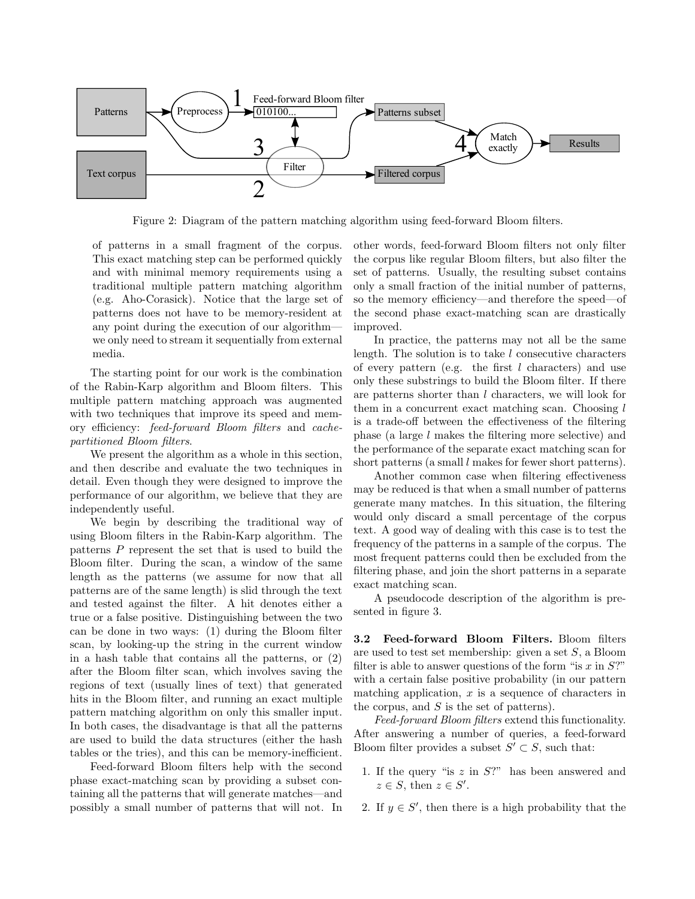Figure 2: Diagram of the pattern matching algorithm using feed-forward Bloom filters.

of patterns in a small fragment of the corpus. This exact matching step can be performed quickly and with minimal memory requirements using a traditional multiple pattern matching algorithm (e.g. Aho-Corasick). Notice that the large set of patterns does not have to be memory-resident at any point during the execution of our algorithm—we only need to stream it sequentially from external media.

The starting point for our work is the combination of the Rabin-Karp algorithm and Bloom filters. This multiple pattern matching approach was augmented with two techniques that improve its speed and memory efficiency: *feed-forward Bloom filters* and *cache-partitioned Bloom filters*.

We present the algorithm as a whole in this section, and then describe and evaluate the two techniques in detail. Even though they were designed to improve the performance of our algorithm, we believe that they are independently useful.

We begin by describing the traditional way of using Bloom filters in the Rabin-Karp algorithm. The patterns $P$ represent the set that is used to build the Bloom filter. During the scan, a window of the same length as the patterns (we assume for now that all patterns are of the same length) is slid through the text and tested against the filter. A hit denotes either a true or a false positive. Distinguishing between the two can be done in two ways: (1) during the Bloom filter scan, by looking-up the string in the current window in a hash table that contains all the patterns, or (2) after the Bloom filter scan, which involves saving the regions of text (usually lines of text) that generated hits in the Bloom filter, and running an exact multiple pattern matching algorithm on only this smaller input. In both cases, the disadvantage is that all the patterns are used to build the data structures (either the hash tables or the tries), and this can be memory-inefficient.

Feed-forward Bloom filters help with the second phase exact-matching scan by providing a subset containing all the patterns that will generate matches—and possibly a small number of patterns that will not. In other words, feed-forward Bloom filters not only filter the corpus like regular Bloom filters, but also filter the set of patterns. Usually, the resulting subset contains only a small fraction of the initial number of patterns, so the memory efficiency—and therefore the speed—of the second phase exact-matching scan are drastically improved.

In practice, the patterns may not all be the same length. The solution is to take $l$ consecutive characters of every pattern (e.g. the first $l$ characters) and use only these substrings to build the Bloom filter. If there are patterns shorter than $l$ characters, we will look for them in a concurrent exact matching scan. Choosing $l$ is a trade-off between the effectiveness of the filtering phase (a large $l$ makes the filtering more selective) and the performance of the separate exact matching scan for short patterns (a small $l$ makes for fewer short patterns).

Another common case when filtering effectiveness may be reduced is that when a small number of patterns generate many matches. In this situation, the filtering would only discard a small percentage of the corpus text. A good way of dealing with this case is to test the frequency of the patterns in a sample of the corpus. The most frequent patterns could then be excluded from the filtering phase, and join the short patterns in a separate exact matching scan.

A pseudocode description of the algorithm is presented in figure 3.

**3.2 Feed-forward Bloom Filters.** Bloom filters are used to test set membership: given a set $S$, a Bloom filter is able to answer questions of the form "is $x$ in $S$?" with a certain false positive probability (in our pattern matching application, $x$ is a sequence of characters in the corpus, and $S$ is the set of patterns).

*Feed-forward Bloom filters* extend this functionality. After answering a number of queries, a feed-forward Bloom filter provides a subset $S' \subset S$, such that:

1. If the query "is $z$ in $S$?" has been answered and $z \in S$, then $z \in S'$.
2. If $y \in S'$, then there is a high probability that the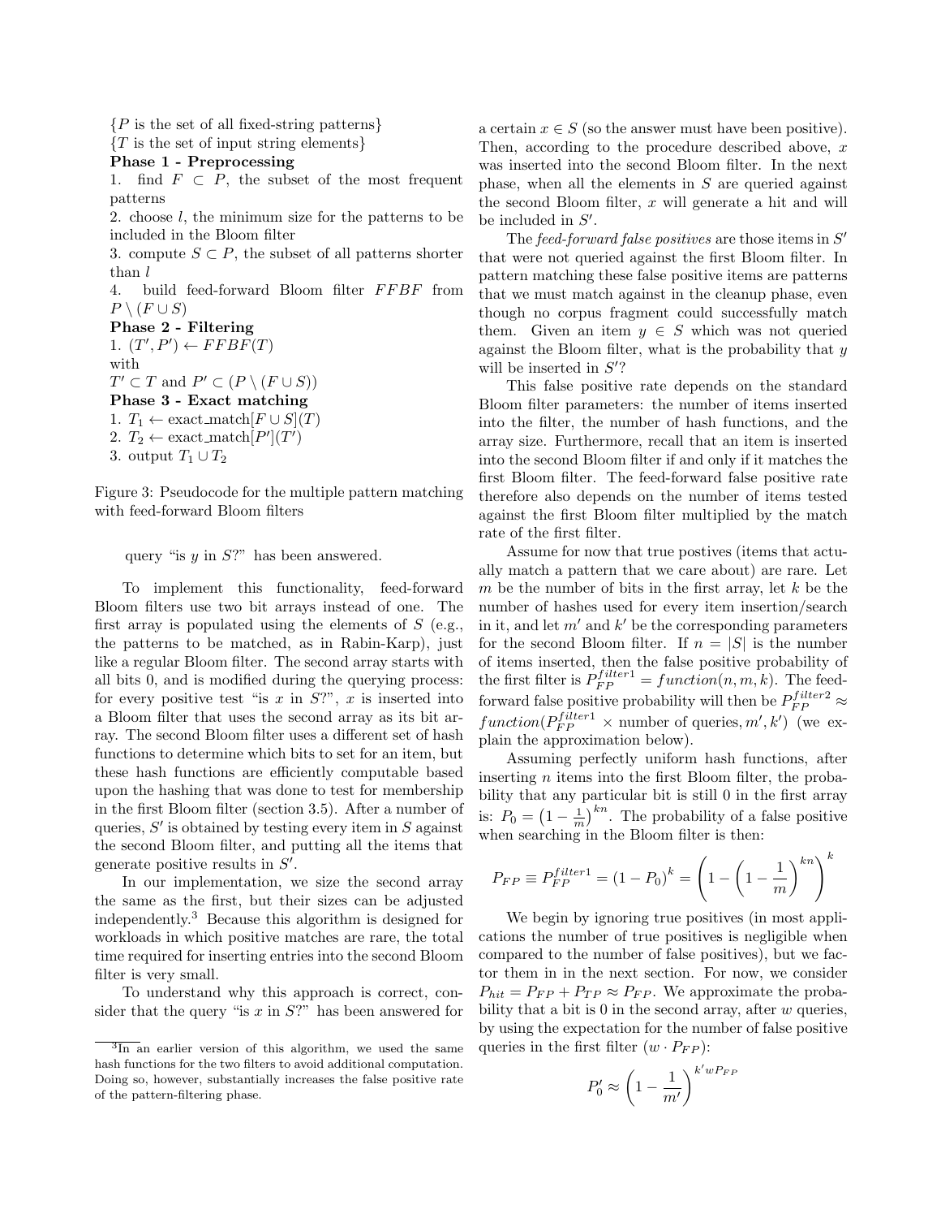{$P$ is the set of all fixed-string patterns}
{$T$ is the set of input string elements}
**Phase 1 - Preprocessing**
1. find $F \subset P$, the subset of the most frequent patterns
2. choose $l$, the minimum size for the patterns to be included in the Bloom filter
3. compute $S \subset P$, the subset of all patterns shorter than $l$
4. build feed-forward Bloom filter $FFBF$ from $P \setminus (F \cup S)$
**Phase 2 - Filtering**
1. $(T', P') \leftarrow FFBF(T)$
with
$T' \subset T$ and $P' \subset (P \setminus (F \cup S))$
**Phase 3 - Exact matching**
1. $T_1 \leftarrow$ exact_match$[F \cup S](T)$
2. $T_2 \leftarrow$ exact_match$[P'](T')$
3. output $T_1 \cup T_2$

Figure 3: Pseudocode for the multiple pattern matching with feed-forward Bloom filters

query "is $y$ in $S$?" has been answered.

To implement this functionality, feed-forward Bloom filters use two bit arrays instead of one. The first array is populated using the elements of $S$ (e.g., the patterns to be matched, as in Rabin-Karp), just like a regular Bloom filter. The second array starts with all bits 0, and is modified during the querying process: for every positive test "is $x$ in $S$?", $x$ is inserted into a Bloom filter that uses the second array as its bit array. The second Bloom filter uses a different set of hash functions to determine which bits to set for an item, but these hash functions are efficiently computable based upon the hashing that was done to test for membership in the first Bloom filter (section 3.5). After a number of queries, $S'$ is obtained by testing every item in $S$ against the second Bloom filter, and putting all the items that generate positive results in $S'$.

In our implementation, we size the second array the same as the first, but their sizes can be adjusted independently.[3] Because this algorithm is designed for workloads in which positive matches are rare, the total time required for inserting entries into the second Bloom filter is very small.

To understand why this approach is correct, consider that the query "is $x$ in $S$?" has been answered for a certain $x \in S$ (so the answer must have been positive). Then, according to the procedure described above, $x$ was inserted into the second Bloom filter. In the next phase, when all the elements in $S$ are queried against the second Bloom filter, $x$ will generate a hit and will be included in $S'$.

The *feed-forward false positives* are those items in $S'$ that were not queried against the first Bloom filter. In pattern matching these false positive items are patterns that we must match against in the cleanup phase, even though no corpus fragment could successfully match them. Given an item $y \in S$ which was not queried against the Bloom filter, what is the probability that $y$ will be inserted in $S'$?

This false positive rate depends on the standard Bloom filter parameters: the number of items inserted into the filter, the number of hash functions, and the array size. Furthermore, recall that an item is inserted into the second Bloom filter if and only if it matches the first Bloom filter. The feed-forward false positive rate therefore also depends on the number of items tested against the first Bloom filter multiplied by the match rate of the first filter.

Assume for now that true postives (items that actually match a pattern that we care about) are rare. Let $m$ be the number of bits in the first array, let $k$ be the number of hashes used for every item insertion/search in it, and let $m'$ and $k'$ be the corresponding parameters for the second Bloom filter. If $n = |S|$ is the number of items inserted, then the false positive probability of the first filter is $P_{FP}^{filter1} = function(n, m, k)$. The feed-forward false positive probability will then be $P_{FP}^{filter2} \approx function(P_{FP}^{filter1} \times \text{number of queries}, m', k')$ (we explain the approximation below).

Assuming perfectly uniform hash functions, after inserting $n$ items into the first Bloom filter, the probability that any particular bit is still 0 in the first array is: $P_0 = \left(1 - \frac{1}{m}\right)^{kn}$. The probability of a false positive when searching in the Bloom filter is then:

$$P_{FP} \equiv P_{FP}^{filter1} = (1 - P_0)^k = \left(1 - \left(1 - \frac{1}{m}\right)^{kn}\right)^k$$

We begin by ignoring true positives (in most applications the number of true positives is negligible when compared to the number of false positives), but we factor them in in the next section. For now, we consider $P_{hit} = P_{FP} + P_{TP} \approx P_{FP}$. We approximate the probability that a bit is 0 in the second array, after $w$ queries, by using the expectation for the number of false positive queries in the first filter ($w \cdot P_{FP}$):

$$P'_0 \approx \left(1 - \frac{1}{m'}\right)^{k' w P_{FP}}$$

[3] In an earlier version of this algorithm, we used the same hash functions for the two filters to avoid additional computation. Doing so, however, substantially increases the false positive rate of the pattern-filtering phase.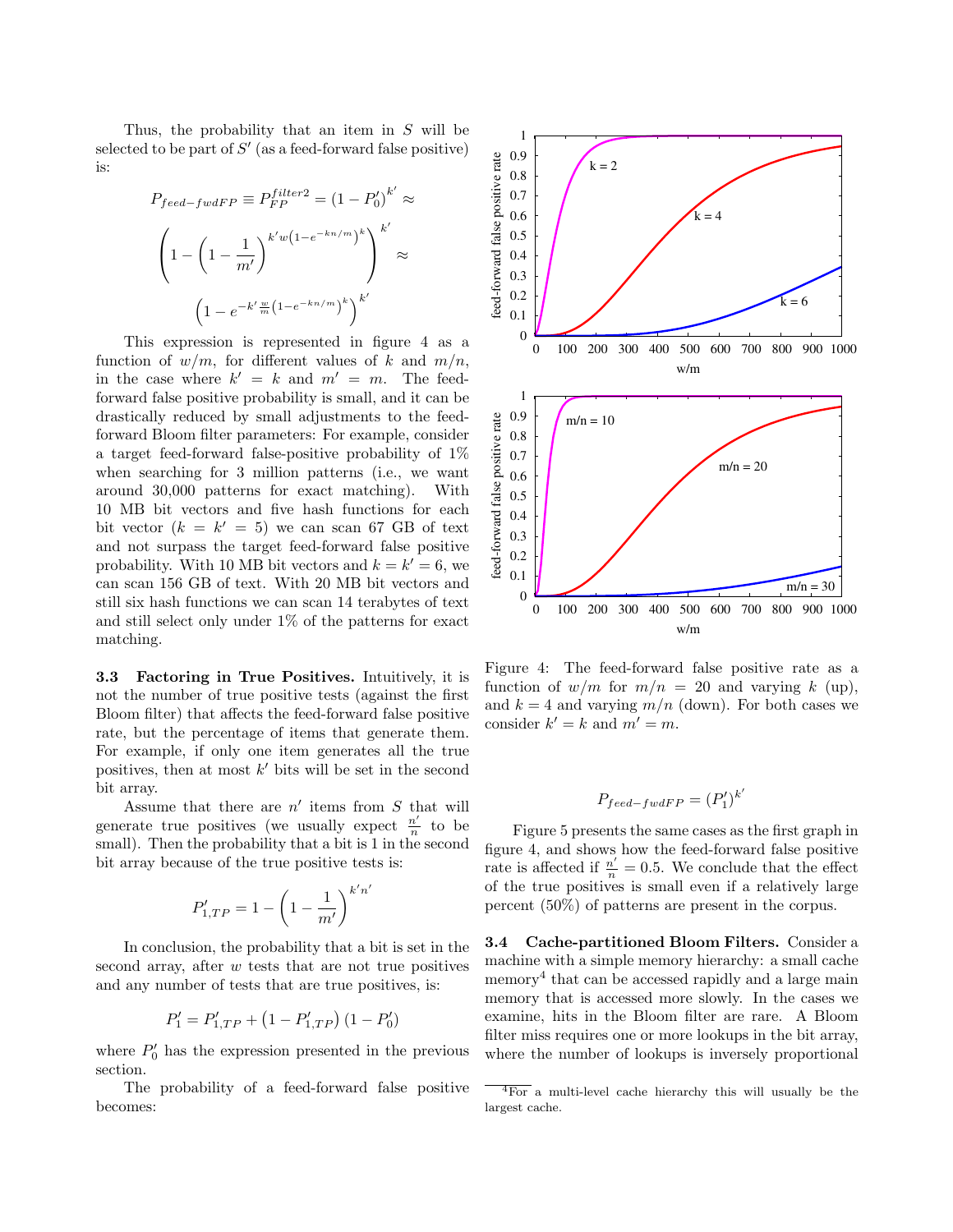Thus, the probability that an item in $S$ will be selected to be part of $S'$ (as a feed-forward false positive) is:

$$P_{feed-fwdFP} \equiv P_{FP}^{filter2} = (1 - P_0')^{k'} \approx \left(1 - \left(1 - \frac{1}{m'}\right)^{k'w\left(1-e^{-kn/m}\right)^k}\right)^{k'} \approx \left(1 - e^{-k'\frac{w}{m}\left(1-e^{-kn/m}\right)^k}\right)^{k'}$$

This expression is represented in figure 4 as a function of $w/m$, for different values of $k$ and $m/n$, in the case where $k' = k$ and $m' = m$. The feed-forward false positive probability is small, and it can be drastically reduced by small adjustments to the feed-forward Bloom filter parameters: For example, consider a target feed-forward false-positive probability of 1% when searching for 3 million patterns (i.e., we want around 30,000 patterns for exact matching). With 10 MB bit vectors and five hash functions for each bit vector ($k = k' = 5$) we can scan 67 GB of text and not surpass the target feed-forward false positive probability. With 10 MB bit vectors and $k = k' = 6$, we can scan 156 GB of text. With 20 MB bit vectors and still six hash functions we can scan 14 terabytes of text and still select only under 1% of the patterns for exact matching.

Figure 4: The feed-forward false positive rate as a function of $w/m$ for $m/n = 20$ and varying $k$ (up), and $k = 4$ and varying $m/n$ (down). For both cases we consider $k' = k$ and $m' = m$.

**3.3 Factoring in True Positives.** Intuitively, it is not the number of true positive tests (against the first Bloom filter) that affects the feed-forward false positive rate, but the percentage of items that generate them. For example, if only one item generates all the true positives, then at most $k'$ bits will be set in the second bit array.

Assume that there are $n'$ items from $S$ that will generate true positives (we usually expect $\frac{n'}{n}$ to be small). Then the probability that a bit is 1 in the second bit array because of the true positive tests is:

$$P_{1,TP}' = 1 - \left(1 - \frac{1}{m'}\right)^{k'n'}$$

In conclusion, the probability that a bit is set in the second array, after $w$ tests that are not true positives and any number of tests that are true positives, is:

$$P_1' = P_{1,TP}' + \left(1 - P_{1,TP}'\right)\left(1 - P_0'\right)$$

where $P_0'$ has the expression presented in the previous section.

The probability of a feed-forward false positive becomes:

$$P_{feed-fwdFP} = (P_1')^{k'}$$

Figure 5 presents the same cases as the first graph in figure 4, and shows how the feed-forward false positive rate is affected if $\frac{n'}{n} = 0.5$. We conclude that the effect of the true positives is small even if a relatively large percent (50%) of patterns are present in the corpus.

**3.4 Cache-partitioned Bloom Filters.** Consider a machine with a simple memory hierarchy: a small cache memory[4] that can be accessed rapidly and a large main memory that is accessed more slowly. In the cases we examine, hits in the Bloom filter are rare. A Bloom filter miss requires one or more lookups in the bit array, where the number of lookups is inversely proportional

[4] For a multi-level cache hierarchy this will usually be the largest cache.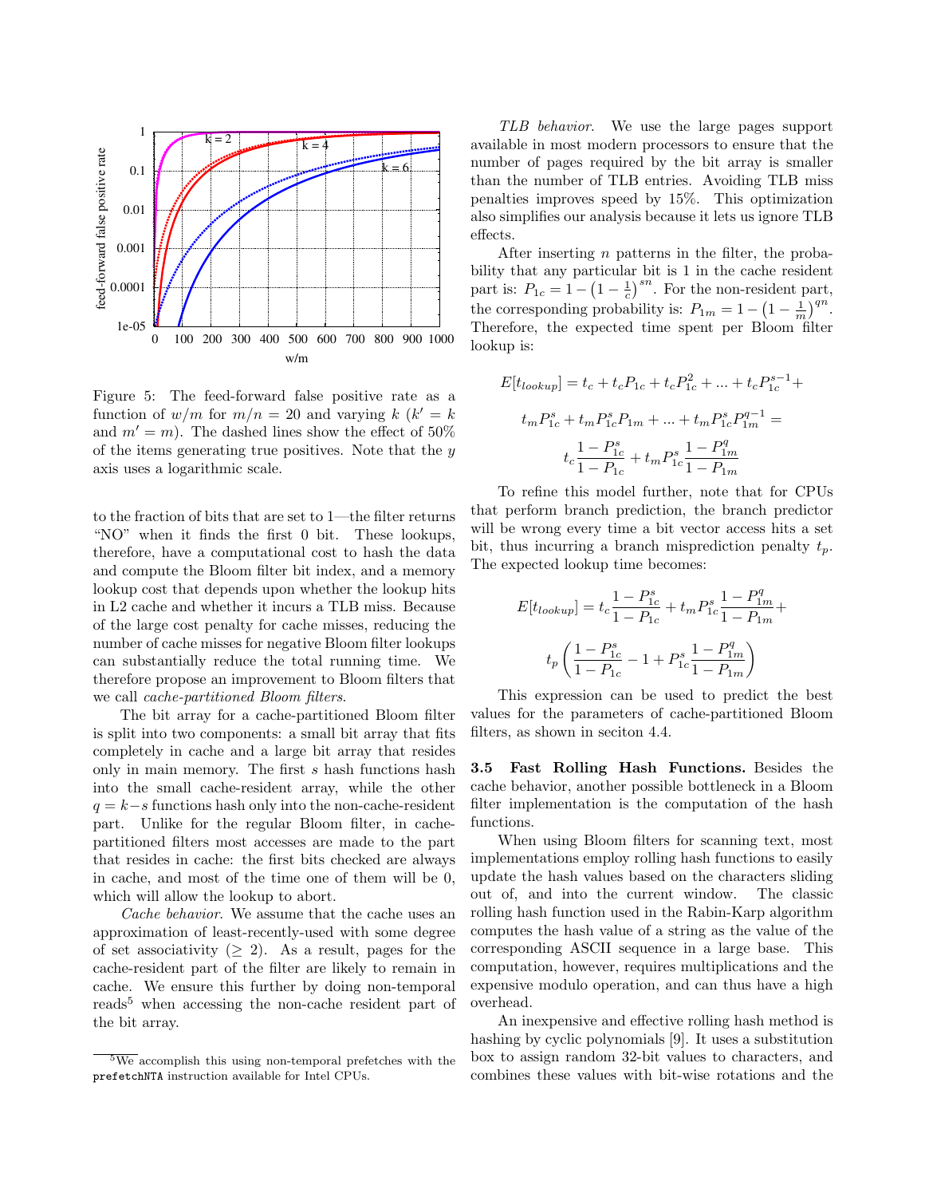Figure 5: The feed-forward false positive rate as a function of $w/m$ for $m/n = 20$ and varying $k$ ($k' = k$ and $m' = m$). The dashed lines show the effect of 50% of the items generating true positives. Note that the $y$ axis uses a logarithmic scale.

to the fraction of bits that are set to 1—the filter returns "NO" when it finds the first 0 bit. These lookups, therefore, have a computational cost to hash the data and compute the Bloom filter bit index, and a memory lookup cost that depends upon whether the lookup hits in L2 cache and whether it incurs a TLB miss. Because of the large cost penalty for cache misses, reducing the number of cache misses for negative Bloom filter lookups can substantially reduce the total running time. We therefore propose an improvement to Bloom filters that we call *cache-partitioned Bloom filters*.

The bit array for a cache-partitioned Bloom filter is split into two components: a small bit array that fits completely in cache and a large bit array that resides only in main memory. The first $s$ hash functions hash into the small cache-resident array, while the other $q = k - s$ functions hash only into the non-cache-resident part. Unlike for the regular Bloom filter, in cache-partitioned filters most accesses are made to the part that resides in cache: the first bits checked are always in cache, and most of the time one of them will be 0, which will allow the lookup to abort.

*Cache behavior*. We assume that the cache uses an approximation of least-recently-used with some degree of set associativity ($\geq 2$). As a result, pages for the cache-resident part of the filter are likely to remain in cache. We ensure this further by doing non-temporal reads[5] when accessing the non-cache resident part of the bit array.

[5] We accomplish this using non-temporal prefetches with the `prefetchNTA` instruction available for Intel CPUs.

*TLB behavior*. We use the large pages support available in most modern processors to ensure that the number of pages required by the bit array is smaller than the number of TLB entries. Avoiding TLB miss penalties improves speed by 15%. This optimization also simplifies our analysis because it lets us ignore TLB effects.

After inserting $n$ patterns in the filter, the probability that any particular bit is 1 in the cache resident part is: $P_{1c} = 1 - \left(1 - \frac{1}{c}\right)^{sn}$. For the non-resident part, the corresponding probability is: $P_{1m} = 1 - \left(1 - \frac{1}{m}\right)^{qn}$. Therefore, the expected time spent per Bloom filter lookup is:

$$E[t_{lookup}] = t_c + t_c P_{1c} + t_c P_{1c}^2 + ... + t_c P_{1c}^{s-1} +$$

$$t_m P_{1c}^s + t_m P_{1c}^s P_{1m} + ... + t_m P_{1c}^s P_{1m}^{q-1} =$$

$$t_c \frac{1 - P_{1c}^s}{1 - P_{1c}} + t_m P_{1c}^s \frac{1 - P_{1m}^q}{1 - P_{1m}}$$

To refine this model further, note that for CPUs that perform branch prediction, the branch predictor will be wrong every time a bit vector access hits a set bit, thus incurring a branch misprediction penalty $t_p$. The expected lookup time becomes:

$$E[t_{lookup}] = t_c \frac{1 - P_{1c}^s}{1 - P_{1c}} + t_m P_{1c}^s \frac{1 - P_{1m}^q}{1 - P_{1m}} +$$

$$t_p \left( \frac{1 - P_{1c}^s}{1 - P_{1c}} - 1 + P_{1c}^s \frac{1 - P_{1m}^q}{1 - P_{1m}} \right)$$

This expression can be used to predict the best values for the parameters of cache-partitioned Bloom filters, as shown in seciton 4.4.

### 3.5 Fast Rolling Hash Functions.

Besides the cache behavior, another possible bottleneck in a Bloom filter implementation is the computation of the hash functions.

When using Bloom filters for scanning text, most implementations employ rolling hash functions to easily update the hash values based on the characters sliding out of, and into the current window. The classic rolling hash function used in the Rabin-Karp algorithm computes the hash value of a string as the value of the corresponding ASCII sequence in a large base. This computation, however, requires multiplications and the expensive modulo operation, and can thus have a high overhead.

An inexpensive and effective rolling hash method is hashing by cyclic polynomials [9]. It uses a substitution box to assign random 32-bit values to characters, and combines these values with bit-wise rotations and the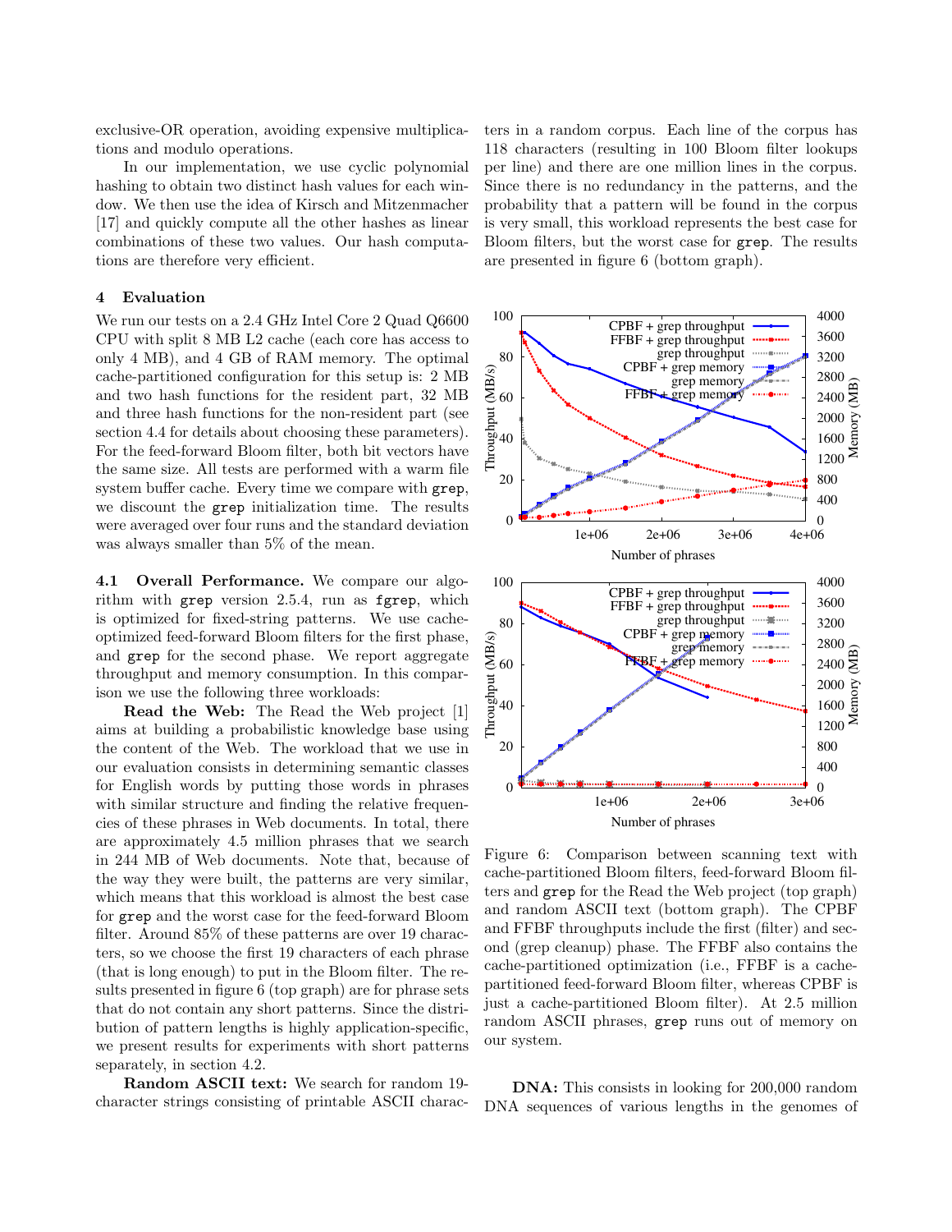exclusive-OR operation, avoiding expensive multiplications and modulo operations.

In our implementation, we use cyclic polynomial hashing to obtain two distinct hash values for each window. We then use the idea of Kirsch and Mitzenmacher [17] and quickly compute all the other hashes as linear combinations of these two values. Our hash computations are therefore very efficient.

## 4 Evaluation

We run our tests on a 2.4 GHz Intel Core 2 Quad Q6600 CPU with split 8 MB L2 cache (each core has access to only 4 MB), and 4 GB of RAM memory. The optimal cache-partitioned configuration for this setup is: 2 MB and two hash functions for the resident part, 32 MB and three hash functions for the non-resident part (see section 4.4 for details about choosing these parameters). For the feed-forward Bloom filter, both bit vectors have the same size. All tests are performed with a warm file system buffer cache. Every time we compare with `grep`, we discount the `grep` initialization time. The results were averaged over four runs and the standard deviation was always smaller than 5% of the mean.

**4.1 Overall Performance.** We compare our algorithm with `grep` version 2.5.4, run as `fgrep`, which is optimized for fixed-string patterns. We use cache-optimized feed-forward Bloom filters for the first phase, and `grep` for the second phase. We report aggregate throughput and memory consumption. In this comparison we use the following three workloads:

**Read the Web:** The Read the Web project [1] aims at building a probabilistic knowledge base using the content of the Web. The workload that we use in our evaluation consists in determining semantic classes for English words by putting those words in phrases with similar structure and finding the relative frequencies of these phrases in Web documents. In total, there are approximately 4.5 million phrases that we search in 244 MB of Web documents. Note that, because of the way they were built, the patterns are very similar, which means that this workload is almost the best case for `grep` and the worst case for the feed-forward Bloom filter. Around 85% of these patterns are over 19 characters, so we choose the first 19 characters of each phrase (that is long enough) to put in the Bloom filter. The results presented in figure 6 (top graph) are for phrase sets that do not contain any short patterns. Since the distribution of pattern lengths is highly application-specific, we present results for experiments with short patterns separately, in section 4.2.

**Random ASCII text:** We search for random 19-character strings consisting of printable ASCII characters in a random corpus. Each line of the corpus has 118 characters (resulting in 100 Bloom filter lookups per line) and there are one million lines in the corpus. Since there is no redundancy in the patterns, and the probability that a pattern will be found in the corpus is very small, this workload represents the best case for Bloom filters, but the worst case for `grep`. The results are presented in figure 6 (bottom graph).

Figure 6: Comparison between scanning text with cache-partitioned Bloom filters, feed-forward Bloom filters and `grep` for the Read the Web project (top graph) and random ASCII text (bottom graph). The CPBF and FFBF throughputs include the first (filter) and second (grep cleanup) phase. The FFBF also contains the cache-partitioned optimization (i.e., FFBF is a cache-partitioned feed-forward Bloom filter, whereas CPBF is just a cache-partitioned Bloom filter). At 2.5 million random ASCII phrases, `grep` runs out of memory on our system.

**DNA:** This consists in looking for 200,000 random DNA sequences of various lengths in the genomes of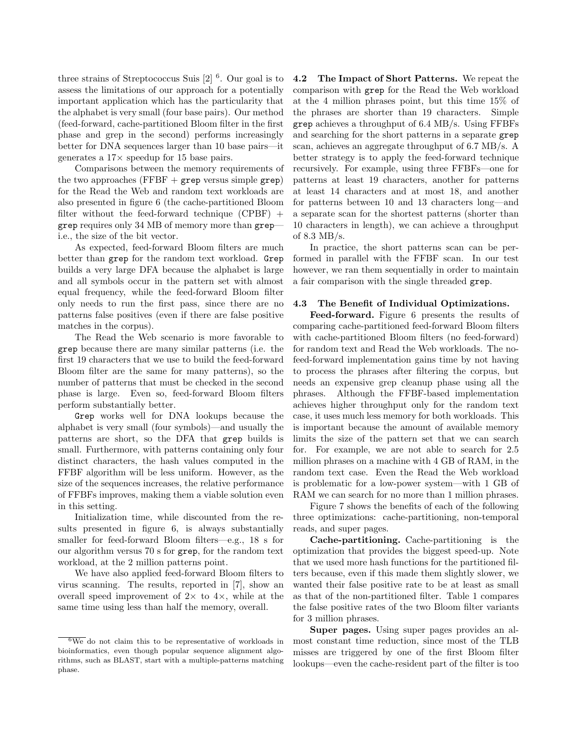three strains of Streptococcus Suis [2] [6]. Our goal is to assess the limitations of our approach for a potentially important application which has the particularity that the alphabet is very small (four base pairs). Our method (feed-forward, cache-partitioned Bloom filter in the first phase and grep in the second) performs increasingly better for DNA sequences larger than 10 base pairs—it generates a 17× speedup for 15 base pairs.

Comparisons between the memory requirements of the two approaches (FFBF + grep versus simple grep) for the Read the Web and random text workloads are also presented in figure 6 (the cache-partitioned Bloom filter without the feed-forward technique (CPBF) + grep requires only 34 MB of memory more than grep—i.e., the size of the bit vector.

As expected, feed-forward Bloom filters are much better than grep for the random text workload. Grep builds a very large DFA because the alphabet is large and all symbols occur in the pattern set with almost equal frequency, while the feed-forward Bloom filter only needs to run the first pass, since there are no patterns false positives (even if there are false positive matches in the corpus).

The Read the Web scenario is more favorable to grep because there are many similar patterns (i.e. the first 19 characters that we use to build the feed-forward Bloom filter are the same for many patterns), so the number of patterns that must be checked in the second phase is large. Even so, feed-forward Bloom filters perform substantially better.

Grep works well for DNA lookups because the alphabet is very small (four symbols)—and usually the patterns are short, so the DFA that grep builds is small. Furthermore, with patterns containing only four distinct characters, the hash values computed in the FFBF algorithm will be less uniform. However, as the size of the sequences increases, the relative performance of FFBFs improves, making them a viable solution even in this setting.

Initialization time, while discounted from the results presented in figure 6, is always substantially smaller for feed-forward Bloom filters—e.g., 18 s for our algorithm versus 70 s for grep, for the random text workload, at the 2 million patterns point.

We have also applied feed-forward Bloom filters to virus scanning. The results, reported in [7], show an overall speed improvement of 2× to 4×, while at the same time using less than half the memory, overall.

**4.2 The Impact of Short Patterns.** We repeat the comparison with grep for the Read the Web workload at the 4 million phrases point, but this time 15% of the phrases are shorter than 19 characters. Simple grep achieves a throughput of 6.4 MB/s. Using FFBFs and searching for the short patterns in a separate grep scan, achieves an aggregate throughput of 6.7 MB/s. A better strategy is to apply the feed-forward technique recursively. For example, using three FFBFs—one for patterns at least 19 characters, another for patterns at least 14 characters and at most 18, and another for patterns between 10 and 13 characters long—and a separate scan for the shortest patterns (shorter than 10 characters in length), we can achieve a throughput of 8.3 MB/s.

In practice, the short patterns scan can be performed in parallel with the FFBF scan. In our test however, we ran them sequentially in order to maintain a fair comparison with the single threaded grep.

**4.3 The Benefit of Individual Optimizations.**

**Feed-forward.** Figure 6 presents the results of comparing cache-partitioned feed-forward Bloom filters with cache-partitioned Bloom filters (no feed-forward) for random text and Read the Web workloads. The no-feed-forward implementation gains time by not having to process the phrases after filtering the corpus, but needs an expensive grep cleanup phase using all the phrases. Although the FFBF-based implementation achieves higher throughput only for the random text case, it uses much less memory for both workloads. This is important because the amount of available memory limits the size of the pattern set that we can search for. For example, we are not able to search for 2.5 million phrases on a machine with 4 GB of RAM, in the random text case. Even the Read the Web workload is problematic for a low-power system—with 1 GB of RAM we can search for no more than 1 million phrases.

Figure 7 shows the benefits of each of the following three optimizations: cache-partitioning, non-temporal reads, and super pages.

**Cache-partitioning.** Cache-partitioning is the optimization that provides the biggest speed-up. Note that we used more hash functions for the partitioned filters because, even if this made them slightly slower, we wanted their false positive rate to be at least as small as that of the non-partitioned filter. Table 1 compares the false positive rates of the two Bloom filter variants for 3 million phrases.

**Super pages.** Using super pages provides an almost constant time reduction, since most of the TLB misses are triggered by one of the first Bloom filter lookups—even the cache-resident part of the filter is too

[6] We do not claim this to be representative of workloads in bioinformatics, even though popular sequence alignment algorithms, such as BLAST, start with a multiple-patterns matching phase.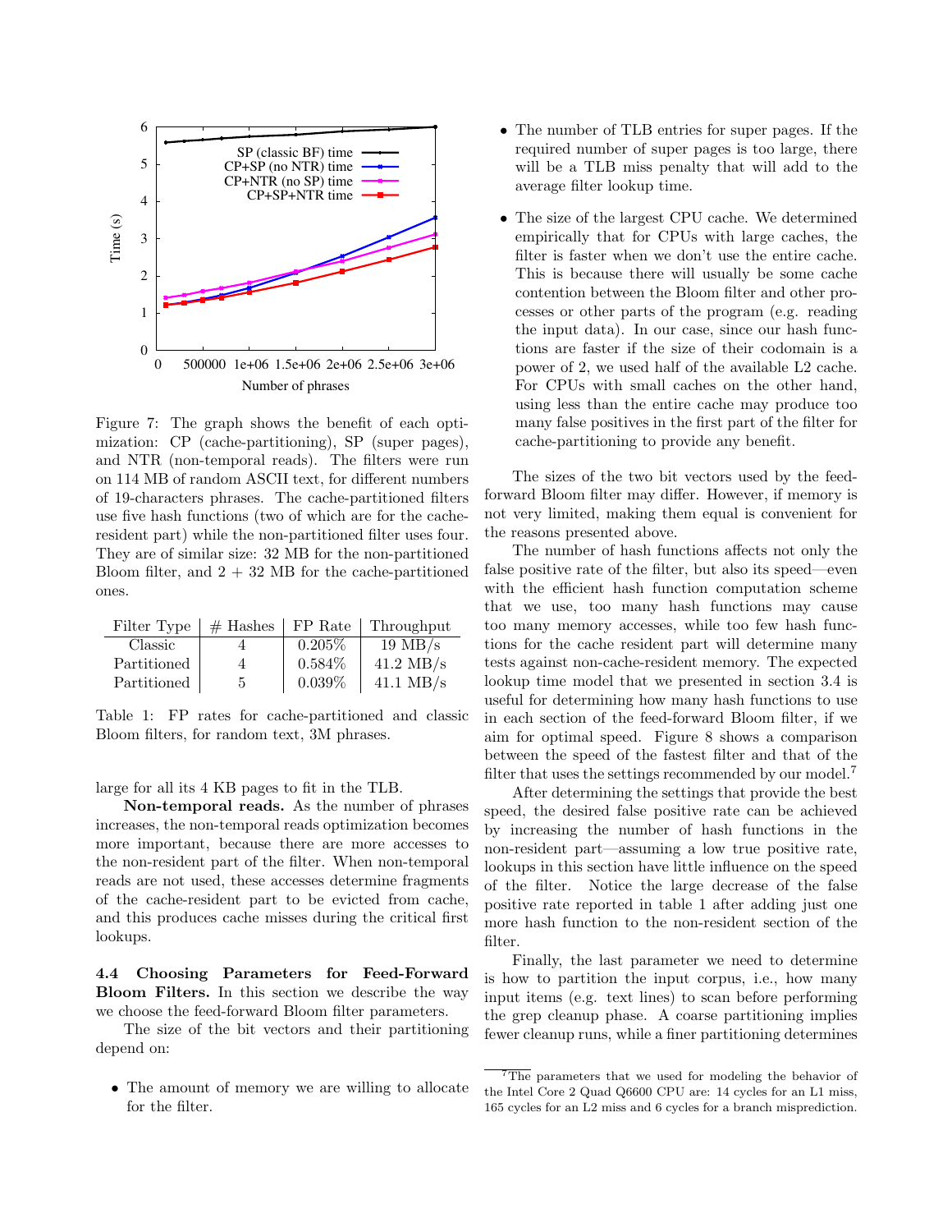Figure 7: The graph shows the benefit of each optimization: CP (cache-partitioning), SP (super pages), and NTR (non-temporal reads). The filters were run on 114 MB of random ASCII text, for different numbers of 19-characters phrases. The cache-partitioned filters use five hash functions (two of which are for the cache-resident part) while the non-partitioned filter uses four. They are of similar size: 32 MB for the non-partitioned Bloom filter, and 2 + 32 MB for the cache-partitioned ones.

| Filter Type | # Hashes | FP Rate | Throughput |
|---|---|---|---|
| Classic | 4 | 0.205% | 19 MB/s |
| Partitioned | 4 | 0.584% | 41.2 MB/s |
| Partitioned | 5 | 0.039% | 41.1 MB/s |

Table 1: FP rates for cache-partitioned and classic Bloom filters, for random text, 3M phrases.

large for all its 4 KB pages to fit in the TLB.

**Non-temporal reads.** As the number of phrases increases, the non-temporal reads optimization becomes more important, because there are more accesses to the non-resident part of the filter. When non-temporal reads are not used, these accesses determine fragments of the cache-resident part to be evicted from cache, and this produces cache misses during the critical first lookups.

**4.4 Choosing Parameters for Feed-Forward Bloom Filters.** In this section we describe the way we choose the feed-forward Bloom filter parameters.

The size of the bit vectors and their partitioning depend on:

- The amount of memory we are willing to allocate for the filter.
- The number of TLB entries for super pages. If the required number of super pages is too large, there will be a TLB miss penalty that will add to the average filter lookup time.
- The size of the largest CPU cache. We determined empirically that for CPUs with large caches, the filter is faster when we don't use the entire cache. This is because there will usually be some cache contention between the Bloom filter and other processes or other parts of the program (e.g. reading the input data). In our case, since our hash functions are faster if the size of their codomain is a power of 2, we used half of the available L2 cache. For CPUs with small caches on the other hand, using less than the entire cache may produce too many false positives in the first part of the filter for cache-partitioning to provide any benefit.

The sizes of the two bit vectors used by the feed-forward Bloom filter may differ. However, if memory is not very limited, making them equal is convenient for the reasons presented above.

The number of hash functions affects not only the false positive rate of the filter, but also its speed—even with the efficient hash function computation scheme that we use, too many hash functions may cause too many memory accesses, while too few hash functions for the cache resident part will determine many tests against non-cache-resident memory. The expected lookup time model that we presented in section 3.4 is useful for determining how many hash functions to use in each section of the feed-forward Bloom filter, if we aim for optimal speed. Figure 8 shows a comparison between the speed of the fastest filter and that of the filter that uses the settings recommended by our model.[7]

After determining the settings that provide the best speed, the desired false positive rate can be achieved by increasing the number of hash functions in the non-resident part—assuming a low true positive rate, lookups in this section have little influence on the speed of the filter. Notice the large decrease of the false positive rate reported in table 1 after adding just one more hash function to the non-resident section of the filter.

Finally, the last parameter we need to determine is how to partition the input corpus, i.e., how many input items (e.g. text lines) to scan before performing the grep cleanup phase. A coarse partitioning implies fewer cleanup runs, while a finer partitioning determines

[7] The parameters that we used for modeling the behavior of the Intel Core 2 Quad Q6600 CPU are: 14 cycles for an L1 miss, 165 cycles for an L2 miss and 6 cycles for a branch misprediction.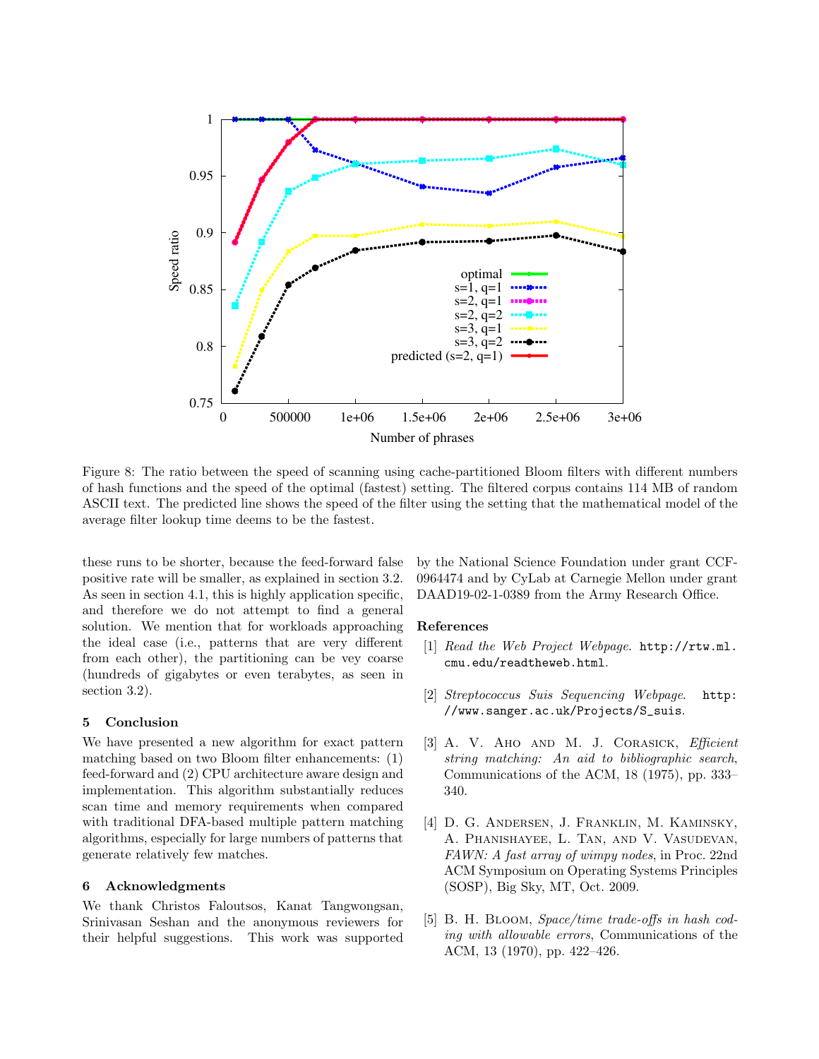Figure 8: The ratio between the speed of scanning using cache-partitioned Bloom filters with different numbers of hash functions and the speed of the optimal (fastest) setting. The filtered corpus contains 114 MB of random ASCII text. The predicted line shows the speed of the filter using the setting that the mathematical model of the average filter lookup time deems to be the fastest.

these runs to be shorter, because the feed-forward false positive rate will be smaller, as explained in section 3.2. As seen in section 4.1, this is highly application specific, and therefore we do not attempt to find a general solution. We mention that for workloads approaching the ideal case (i.e., patterns that are very different from each other), the partitioning can be vey coarse (hundreds of gigabytes or even terabytes, as seen in section 3.2).

## 5 Conclusion

We have presented a new algorithm for exact pattern matching based on two Bloom filter enhancements: (1) feed-forward and (2) CPU architecture aware design and implementation. This algorithm substantially reduces scan time and memory requirements when compared with traditional DFA-based multiple pattern matching algorithms, especially for large numbers of patterns that generate relatively few matches.

## 6 Acknowledgments

We thank Christos Faloutsos, Kanat Tangwongsan, Srinivasan Seshan and the anonymous reviewers for their helpful suggestions. This work was supported by the National Science Foundation under grant CCF-0964474 and by CyLab at Carnegie Mellon under grant DAAD19-02-1-0389 from the Army Research Office.

## References

[1] *Read the Web Project Webpage*. `http://rtw.ml.cmu.edu/readtheweb.html`.

[2] *Streptococcus Suis Sequencing Webpage*. `http://www.sanger.ac.uk/Projects/S_suis`.

[3] A. V. Aho and M. J. Corasick, *Efficient string matching: An aid to bibliographic search*, Communications of the ACM, 18 (1975), pp. 333–340.

[4] D. G. Andersen, J. Franklin, M. Kaminsky, A. Phanishayee, L. Tan, and V. Vasudevan, *FAWN: A fast array of wimpy nodes*, in Proc. 22nd ACM Symposium on Operating Systems Principles (SOSP), Big Sky, MT, Oct. 2009.

[5] B. H. Bloom, *Space/time trade-offs in hash coding with allowable errors*, Communications of the ACM, 13 (1970), pp. 422–426.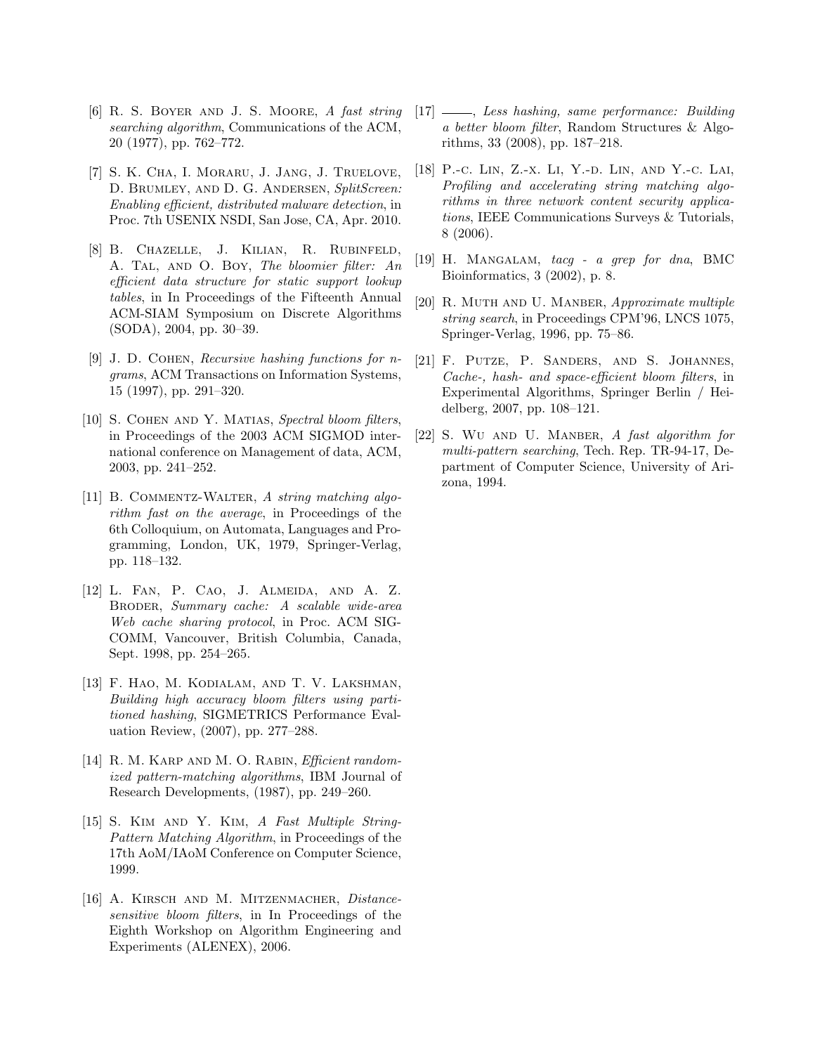[6] R. S. Boyer and J. S. Moore, *A fast string searching algorithm*, Communications of the ACM, 20 (1977), pp. 762–772.

[7] S. K. Cha, I. Moraru, J. Jang, J. Truelove, D. Brumley, and D. G. Andersen, *SplitScreen: Enabling efficient, distributed malware detection*, in Proc. 7th USENIX NSDI, San Jose, CA, Apr. 2010.

[8] B. Chazelle, J. Kilian, R. Rubinfeld, A. Tal, and O. Boy, *The bloomier filter: An efficient data structure for static support lookup tables*, in In Proceedings of the Fifteenth Annual ACM-SIAM Symposium on Discrete Algorithms (SODA), 2004, pp. 30–39.

[9] J. D. Cohen, *Recursive hashing functions for n-grams*, ACM Transactions on Information Systems, 15 (1997), pp. 291–320.

[10] S. Cohen and Y. Matias, *Spectral bloom filters*, in Proceedings of the 2003 ACM SIGMOD international conference on Management of data, ACM, 2003, pp. 241–252.

[11] B. Commentz-Walter, *A string matching algorithm fast on the average*, in Proceedings of the 6th Colloquium, on Automata, Languages and Programming, London, UK, 1979, Springer-Verlag, pp. 118–132.

[12] L. Fan, P. Cao, J. Almeida, and A. Z. Broder, *Summary cache: A scalable wide-area Web cache sharing protocol*, in Proc. ACM SIGCOMM, Vancouver, British Columbia, Canada, Sept. 1998, pp. 254–265.

[13] F. Hao, M. Kodialam, and T. V. Lakshman, *Building high accuracy bloom filters using partitioned hashing*, SIGMETRICS Performance Evaluation Review, (2007), pp. 277–288.

[14] R. M. Karp and M. O. Rabin, *Efficient randomized pattern-matching algorithms*, IBM Journal of Research Developments, (1987), pp. 249–260.

[15] S. Kim and Y. Kim, *A Fast Multiple String-Pattern Matching Algorithm*, in Proceedings of the 17th AoM/IAoM Conference on Computer Science, 1999.

[16] A. Kirsch and M. Mitzenmacher, *Distance-sensitive bloom filters*, in In Proceedings of the Eighth Workshop on Algorithm Engineering and Experiments (ALENEX), 2006.

[17] ———, *Less hashing, same performance: Building a better bloom filter*, Random Structures & Algorithms, 33 (2008), pp. 187–218.

[18] P.-c. Lin, Z.-x. Li, Y.-d. Lin, and Y.-c. Lai, *Profiling and accelerating string matching algorithms in three network content security applications*, IEEE Communications Surveys & Tutorials, 8 (2006).

[19] H. Mangalam, *tacg - a grep for dna*, BMC Bioinformatics, 3 (2002), p. 8.

[20] R. Muth and U. Manber, *Approximate multiple string search*, in Proceedings CPM'96, LNCS 1075, Springer-Verlag, 1996, pp. 75–86.

[21] F. Putze, P. Sanders, and S. Johannes, *Cache-, hash- and space-efficient bloom filters*, in Experimental Algorithms, Springer Berlin / Heidelberg, 2007, pp. 108–121.

[22] S. Wu and U. Manber, *A fast algorithm for multi-pattern searching*, Tech. Rep. TR-94-17, Department of Computer Science, University of Arizona, 1994.